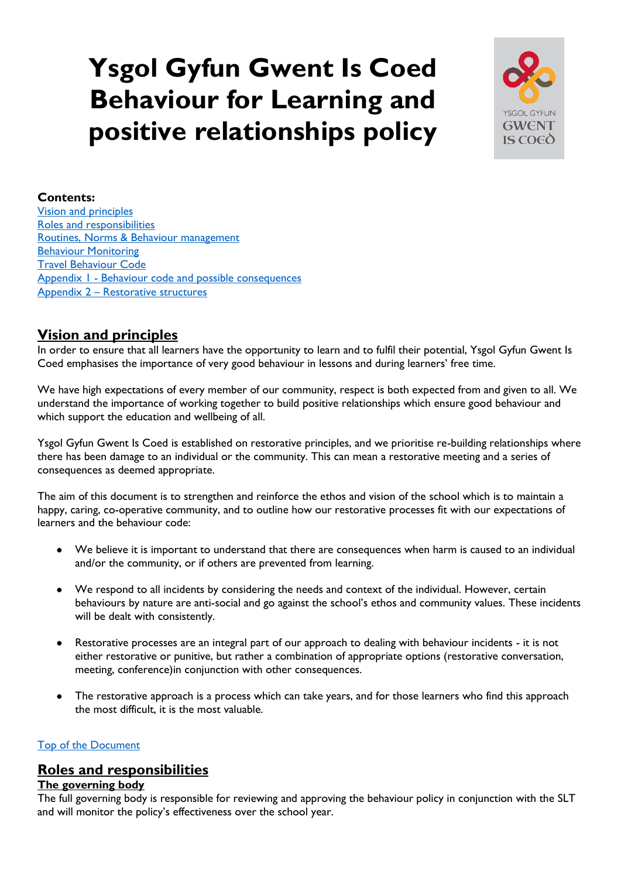# Ysgol Gyfun Gwent Is Coed Behaviour for Learning and positive relationships policy

**Contents:**
[Vision and principles](#)
[Roles and responsibilities](#)
[Routines, Norms & Behaviour management](#)
[Behaviour Monitoring](#)
[Travel Behaviour Code](#)
[Appendix 1 - Behaviour code and possible consequences](#)
[Appendix 2 – Restorative structures](#)

## Vision and principles

In order to ensure that all learners have the opportunity to learn and to fulfil their potential, Ysgol Gyfun Gwent Is Coed emphasises the importance of very good behaviour in lessons and during learners' free time.

We have high expectations of every member of our community, respect is both expected from and given to all. We understand the importance of working together to build positive relationships which ensure good behaviour and which support the education and wellbeing of all.

Ysgol Gyfun Gwent Is Coed is established on restorative principles, and we prioritise re-building relationships where there has been damage to an individual or the community. This can mean a restorative meeting and a series of consequences as deemed appropriate.

The aim of this document is to strengthen and reinforce the ethos and vision of the school which is to maintain a happy, caring, co-operative community, and to outline how our restorative processes fit with our expectations of learners and the behaviour code:

- We believe it is important to understand that there are consequences when harm is caused to an individual and/or the community, or if others are prevented from learning.
- We respond to all incidents by considering the needs and context of the individual. However, certain behaviours by nature are anti-social and go against the school's ethos and community values. These incidents will be dealt with consistently.
- Restorative processes are an integral part of our approach to dealing with behaviour incidents - it is not either restorative or punitive, but rather a combination of appropriate options (restorative conversation, meeting, conference)in conjunction with other consequences.
- The restorative approach is a process which can take years, and for those learners who find this approach the most difficult, it is the most valuable.

[Top of the Document](#)

## Roles and responsibilities

### The governing body

The full governing body is responsible for reviewing and approving the behaviour policy in conjunction with the SLT and will monitor the policy's effectiveness over the school year.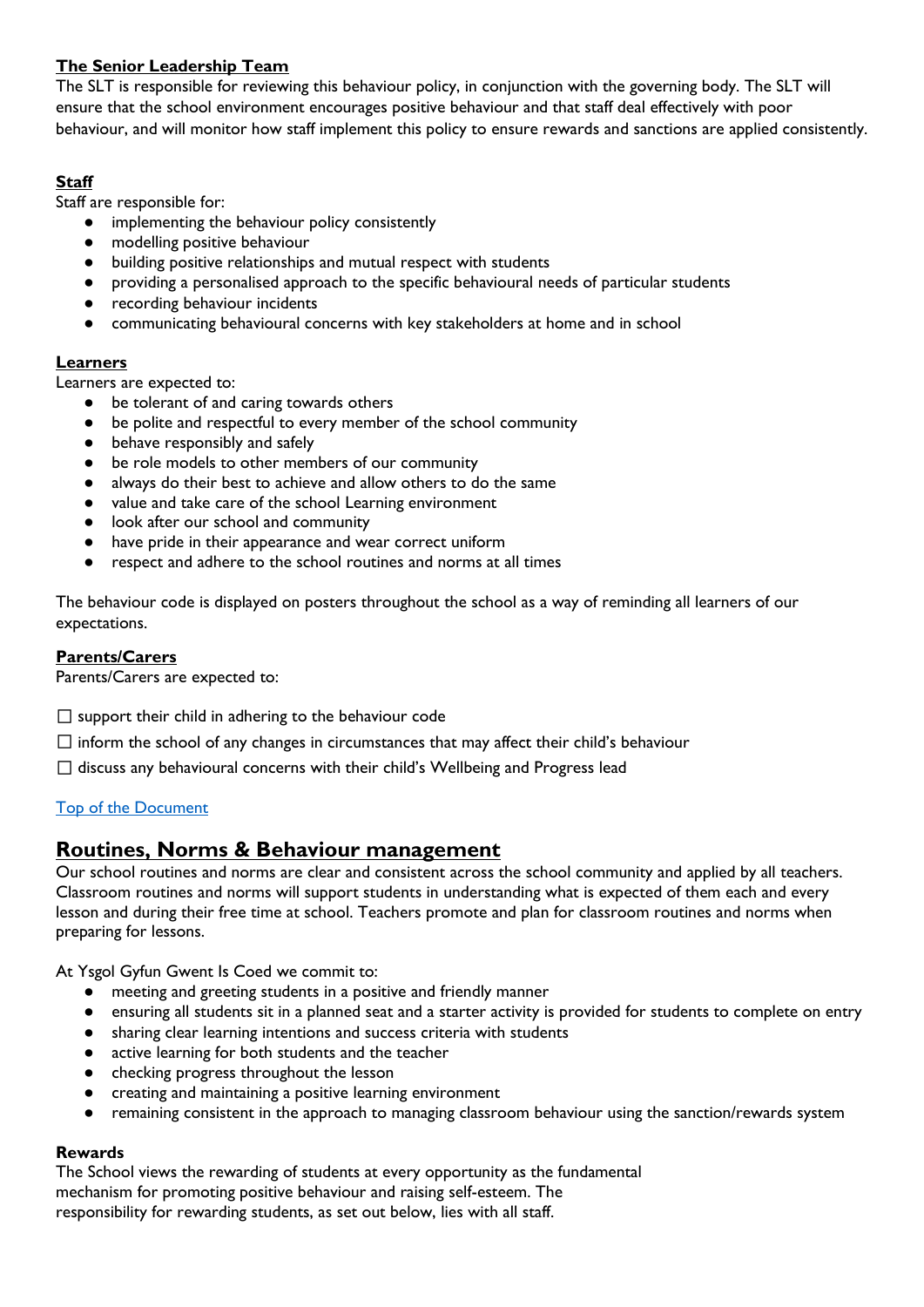**The Senior Leadership Team**

The SLT is responsible for reviewing this behaviour policy, in conjunction with the governing body. The SLT will ensure that the school environment encourages positive behaviour and that staff deal effectively with poor behaviour, and will monitor how staff implement this policy to ensure rewards and sanctions are applied consistently.

**Staff**

Staff are responsible for:

- implementing the behaviour policy consistently
- modelling positive behaviour
- building positive relationships and mutual respect with students
- providing a personalised approach to the specific behavioural needs of particular students
- recording behaviour incidents
- communicating behavioural concerns with key stakeholders at home and in school

**Learners**

Learners are expected to:

- be tolerant of and caring towards others
- be polite and respectful to every member of the school community
- behave responsibly and safely
- be role models to other members of our community
- always do their best to achieve and allow others to do the same
- value and take care of the school Learning environment
- look after our school and community
- have pride in their appearance and wear correct uniform
- respect and adhere to the school routines and norms at all times

The behaviour code is displayed on posters throughout the school as a way of reminding all learners of our expectations.

**Parents/Carers**

Parents/Carers are expected to:

☐ support their child in adhering to the behaviour code

☐ inform the school of any changes in circumstances that may affect their child's behaviour

☐ discuss any behavioural concerns with their child's Wellbeing and Progress lead

Top of the Document

## Routines, Norms & Behaviour management

Our school routines and norms are clear and consistent across the school community and applied by all teachers. Classroom routines and norms will support students in understanding what is expected of them each and every lesson and during their free time at school. Teachers promote and plan for classroom routines and norms when preparing for lessons.

At Ysgol Gyfun Gwent Is Coed we commit to:

- meeting and greeting students in a positive and friendly manner
- ensuring all students sit in a planned seat and a starter activity is provided for students to complete on entry
- sharing clear learning intentions and success criteria with students
- active learning for both students and the teacher
- checking progress throughout the lesson
- creating and maintaining a positive learning environment
- remaining consistent in the approach to managing classroom behaviour using the sanction/rewards system

**Rewards**

The School views the rewarding of students at every opportunity as the fundamental mechanism for promoting positive behaviour and raising self-esteem. The responsibility for rewarding students, as set out below, lies with all staff.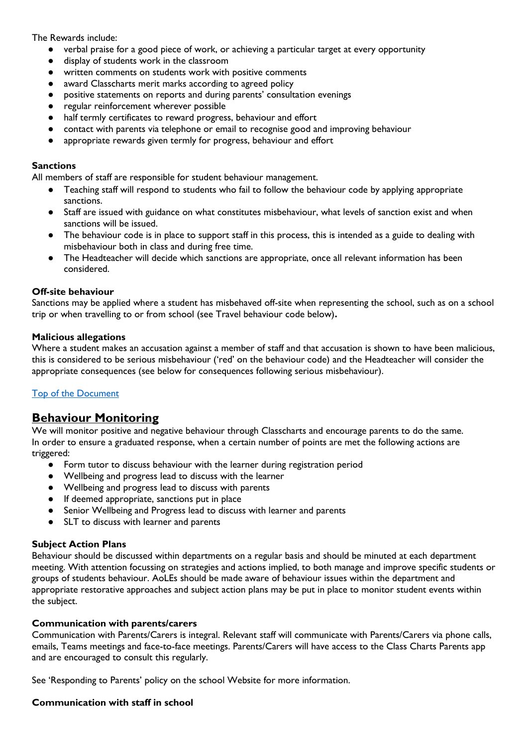The Rewards include:

- verbal praise for a good piece of work, or achieving a particular target at every opportunity
- display of students work in the classroom
- written comments on students work with positive comments
- award Classcharts merit marks according to agreed policy
- positive statements on reports and during parents' consultation evenings
- regular reinforcement wherever possible
- half termly certificates to reward progress, behaviour and effort
- contact with parents via telephone or email to recognise good and improving behaviour
- appropriate rewards given termly for progress, behaviour and effort

### Sanctions

All members of staff are responsible for student behaviour management.

- Teaching staff will respond to students who fail to follow the behaviour code by applying appropriate sanctions.
- Staff are issued with guidance on what constitutes misbehaviour, what levels of sanction exist and when sanctions will be issued.
- The behaviour code is in place to support staff in this process, this is intended as a guide to dealing with misbehaviour both in class and during free time.
- The Headteacher will decide which sanctions are appropriate, once all relevant information has been considered.

### Off-site behaviour

Sanctions may be applied where a student has misbehaved off-site when representing the school, such as on a school trip or when travelling to or from school (see Travel behaviour code below)**.**

### Malicious allegations

Where a student makes an accusation against a member of staff and that accusation is shown to have been malicious, this is considered to be serious misbehaviour ('red' on the behaviour code) and the Headteacher will consider the appropriate consequences (see below for consequences following serious misbehaviour).

[Top of the Document]

## Behaviour Monitoring

We will monitor positive and negative behaviour through Classcharts and encourage parents to do the same. In order to ensure a graduated response, when a certain number of points are met the following actions are triggered:

- Form tutor to discuss behaviour with the learner during registration period
- Wellbeing and progress lead to discuss with the learner
- Wellbeing and progress lead to discuss with parents
- If deemed appropriate, sanctions put in place
- Senior Wellbeing and Progress lead to discuss with learner and parents
- SLT to discuss with learner and parents

### Subject Action Plans

Behaviour should be discussed within departments on a regular basis and should be minuted at each department meeting. With attention focussing on strategies and actions implied, to both manage and improve specific students or groups of students behaviour. AoLEs should be made aware of behaviour issues within the department and appropriate restorative approaches and subject action plans may be put in place to monitor student events within the subject.

### Communication with parents/carers

Communication with Parents/Carers is integral. Relevant staff will communicate with Parents/Carers via phone calls, emails, Teams meetings and face-to-face meetings. Parents/Carers will have access to the Class Charts Parents app and are encouraged to consult this regularly.

See 'Responding to Parents' policy on the school Website for more information.

### Communication with staff in school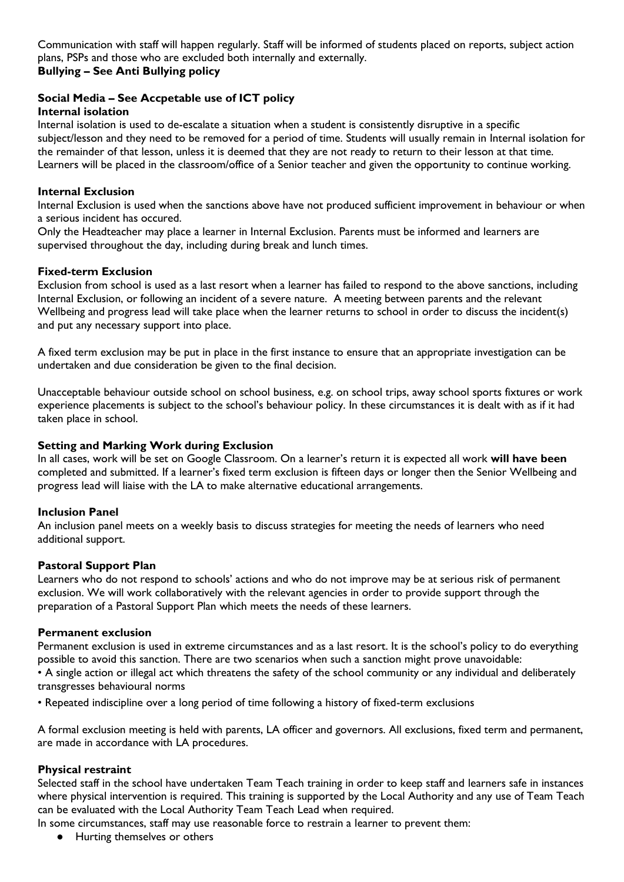Communication with staff will happen regularly. Staff will be informed of students placed on reports, subject action plans, PSPs and those who are excluded both internally and externally.

**Bullying – See Anti Bullying policy**

**Social Media – See Accpetable use of ICT policy**

**Internal isolation**

Internal isolation is used to de-escalate a situation when a student is consistently disruptive in a specific subject/lesson and they need to be removed for a period of time. Students will usually remain in Internal isolation for the remainder of that lesson, unless it is deemed that they are not ready to return to their lesson at that time. Learners will be placed in the classroom/office of a Senior teacher and given the opportunity to continue working.

**Internal Exclusion**

Internal Exclusion is used when the sanctions above have not produced sufficient improvement in behaviour or when a serious incident has occured.

Only the Headteacher may place a learner in Internal Exclusion. Parents must be informed and learners are supervised throughout the day, including during break and lunch times.

**Fixed-term Exclusion**

Exclusion from school is used as a last resort when a learner has failed to respond to the above sanctions, including Internal Exclusion, or following an incident of a severe nature. A meeting between parents and the relevant Wellbeing and progress lead will take place when the learner returns to school in order to discuss the incident(s) and put any necessary support into place.

A fixed term exclusion may be put in place in the first instance to ensure that an appropriate investigation can be undertaken and due consideration be given to the final decision.

Unacceptable behaviour outside school on school business, e.g. on school trips, away school sports fixtures or work experience placements is subject to the school's behaviour policy. In these circumstances it is dealt with as if it had taken place in school.

**Setting and Marking Work during Exclusion**

In all cases, work will be set on Google Classroom. On a learner's return it is expected all work **will have been** completed and submitted. If a learner's fixed term exclusion is fifteen days or longer then the Senior Wellbeing and progress lead will liaise with the LA to make alternative educational arrangements.

**Inclusion Panel**

An inclusion panel meets on a weekly basis to discuss strategies for meeting the needs of learners who need additional support.

**Pastoral Support Plan**

Learners who do not respond to schools' actions and who do not improve may be at serious risk of permanent exclusion. We will work collaboratively with the relevant agencies in order to provide support through the preparation of a Pastoral Support Plan which meets the needs of these learners.

**Permanent exclusion**

Permanent exclusion is used in extreme circumstances and as a last resort. It is the school's policy to do everything possible to avoid this sanction. There are two scenarios when such a sanction might prove unavoidable:

• A single action or illegal act which threatens the safety of the school community or any individual and deliberately transgresses behavioural norms

• Repeated indiscipline over a long period of time following a history of fixed-term exclusions

A formal exclusion meeting is held with parents, LA officer and governors. All exclusions, fixed term and permanent, are made in accordance with LA procedures.

**Physical restraint**

Selected staff in the school have undertaken Team Teach training in order to keep staff and learners safe in instances where physical intervention is required. This training is supported by the Local Authority and any use of Team Teach can be evaluated with the Local Authority Team Teach Lead when required.

In some circumstances, staff may use reasonable force to restrain a learner to prevent them:

- Hurting themselves or others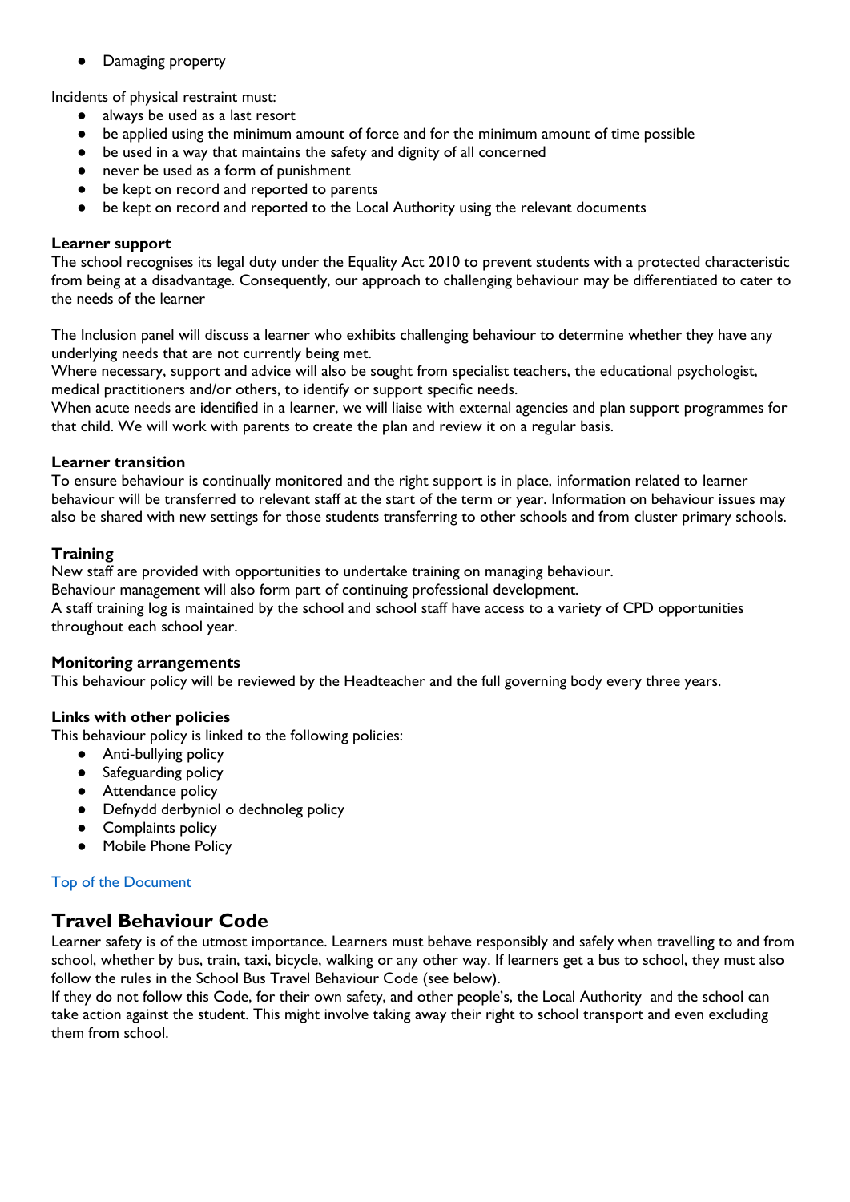- Damaging property

Incidents of physical restraint must:

- always be used as a last resort
- be applied using the minimum amount of force and for the minimum amount of time possible
- be used in a way that maintains the safety and dignity of all concerned
- never be used as a form of punishment
- be kept on record and reported to parents
- be kept on record and reported to the Local Authority using the relevant documents

**Learner support**

The school recognises its legal duty under the Equality Act 2010 to prevent students with a protected characteristic from being at a disadvantage. Consequently, our approach to challenging behaviour may be differentiated to cater to the needs of the learner

The Inclusion panel will discuss a learner who exhibits challenging behaviour to determine whether they have any underlying needs that are not currently being met.

Where necessary, support and advice will also be sought from specialist teachers, the educational psychologist, medical practitioners and/or others, to identify or support specific needs.

When acute needs are identified in a learner, we will liaise with external agencies and plan support programmes for that child. We will work with parents to create the plan and review it on a regular basis.

**Learner transition**

To ensure behaviour is continually monitored and the right support is in place, information related to learner behaviour will be transferred to relevant staff at the start of the term or year. Information on behaviour issues may also be shared with new settings for those students transferring to other schools and from cluster primary schools.

**Training**

New staff are provided with opportunities to undertake training on managing behaviour.

Behaviour management will also form part of continuing professional development.

A staff training log is maintained by the school and school staff have access to a variety of CPD opportunities throughout each school year.

**Monitoring arrangements**

This behaviour policy will be reviewed by the Headteacher and the full governing body every three years.

**Links with other policies**

This behaviour policy is linked to the following policies:

- Anti-bullying policy
- Safeguarding policy
- Attendance policy
- Defnydd derbyniol o dechnoleg policy
- Complaints policy
- Mobile Phone Policy

[Top of the Document]

## Travel Behaviour Code

Learner safety is of the utmost importance. Learners must behave responsibly and safely when travelling to and from school, whether by bus, train, taxi, bicycle, walking or any other way. If learners get a bus to school, they must also follow the rules in the School Bus Travel Behaviour Code (see below).

If they do not follow this Code, for their own safety, and other people's, the Local Authority and the school can take action against the student. This might involve taking away their right to school transport and even excluding them from school.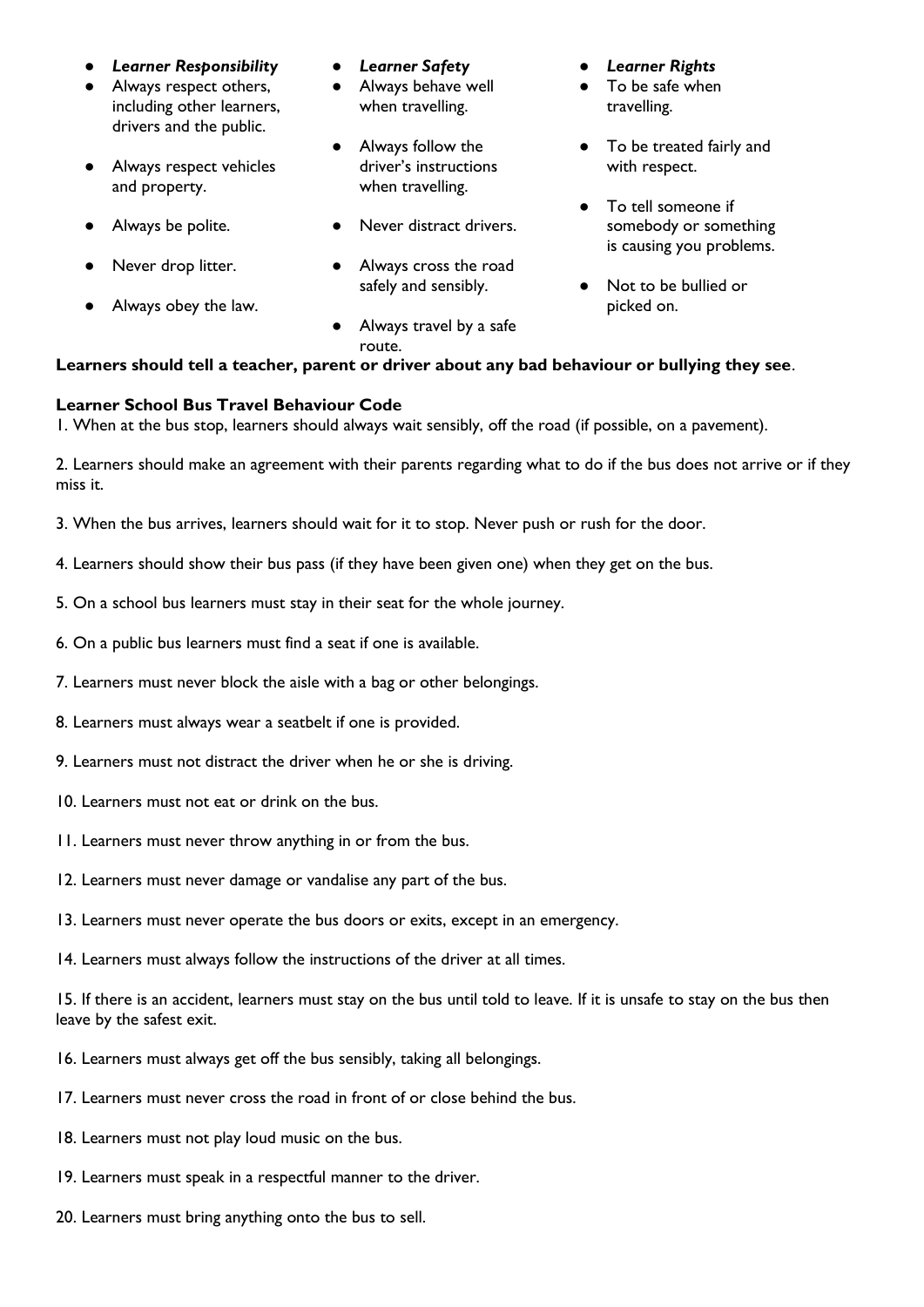- ***Learner Responsibility***
- Always respect others, including other learners, drivers and the public.
- Always respect vehicles and property.
- Always be polite.
- Never drop litter.
- Always obey the law.

- ***Learner Safety***
- Always behave well when travelling.
- Always follow the driver's instructions when travelling.
- Never distract drivers.
- Always cross the road safely and sensibly.
- Always travel by a safe route.

- ***Learner Rights***
- To be safe when travelling.
- To be treated fairly and with respect.
- To tell someone if somebody or something is causing you problems.
- Not to be bullied or picked on.

**Learners should tell a teacher, parent or driver about any bad behaviour or bullying they see**.

**Learner School Bus Travel Behaviour Code**

1. When at the bus stop, learners should always wait sensibly, off the road (if possible, on a pavement).

2. Learners should make an agreement with their parents regarding what to do if the bus does not arrive or if they miss it.

3. When the bus arrives, learners should wait for it to stop. Never push or rush for the door.

4. Learners should show their bus pass (if they have been given one) when they get on the bus.

5. On a school bus learners must stay in their seat for the whole journey.

6. On a public bus learners must find a seat if one is available.

7. Learners must never block the aisle with a bag or other belongings.

8. Learners must always wear a seatbelt if one is provided.

9. Learners must not distract the driver when he or she is driving.

10. Learners must not eat or drink on the bus.

11. Learners must never throw anything in or from the bus.

12. Learners must never damage or vandalise any part of the bus.

13. Learners must never operate the bus doors or exits, except in an emergency.

14. Learners must always follow the instructions of the driver at all times.

15. If there is an accident, learners must stay on the bus until told to leave. If it is unsafe to stay on the bus then leave by the safest exit.

16. Learners must always get off the bus sensibly, taking all belongings.

17. Learners must never cross the road in front of or close behind the bus.

18. Learners must not play loud music on the bus.

19. Learners must speak in a respectful manner to the driver.

20. Learners must bring anything onto the bus to sell.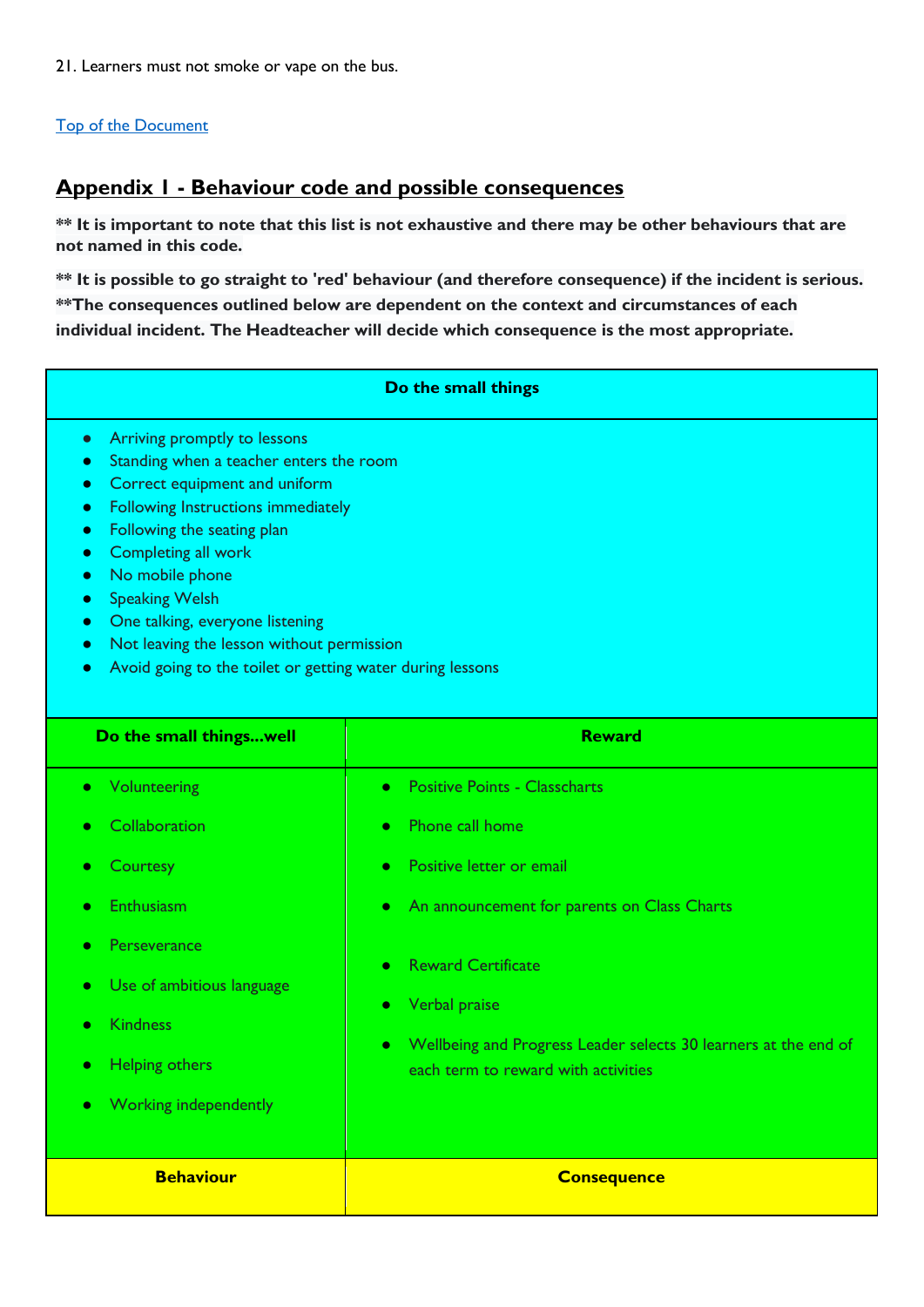21. Learners must not smoke or vape on the bus.

Top of the Document

## Appendix 1 - Behaviour code and possible consequences

**** It is important to note that this list is not exhaustive and there may be other behaviours that are not named in this code.**

**** It is possible to go straight to 'red' behaviour (and therefore consequence) if the incident is serious.**
****The consequences outlined below are dependent on the context and circumstances of each individual incident. The Headteacher will decide which consequence is the most appropriate.**

| **Do the small things** | |
|---|---|
| • Arriving promptly to lessons<br>• Standing when a teacher enters the room<br>• Correct equipment and uniform<br>• Following Instructions immediately<br>• Following the seating plan<br>• Completing all work<br>• No mobile phone<br>• Speaking Welsh<br>• One talking, everyone listening<br>• Not leaving the lesson without permission<br>• Avoid going to the toilet or getting water during lessons | |
| **Do the small things...well** | **Reward** |
| • Volunteering<br>• Collaboration<br>• Courtesy<br>• Enthusiasm<br>• Perseverance<br>• Use of ambitious language<br>• Kindness<br>• Helping others<br>• Working independently | • Positive Points - Classcharts<br>• Phone call home<br>• Positive letter or email<br>• An announcement for parents on Class Charts<br>• Reward Certificate<br>• Verbal praise<br>• Wellbeing and Progress Leader selects 30 learners at the end of each term to reward with activities |
| **Behaviour** | **Consequence** |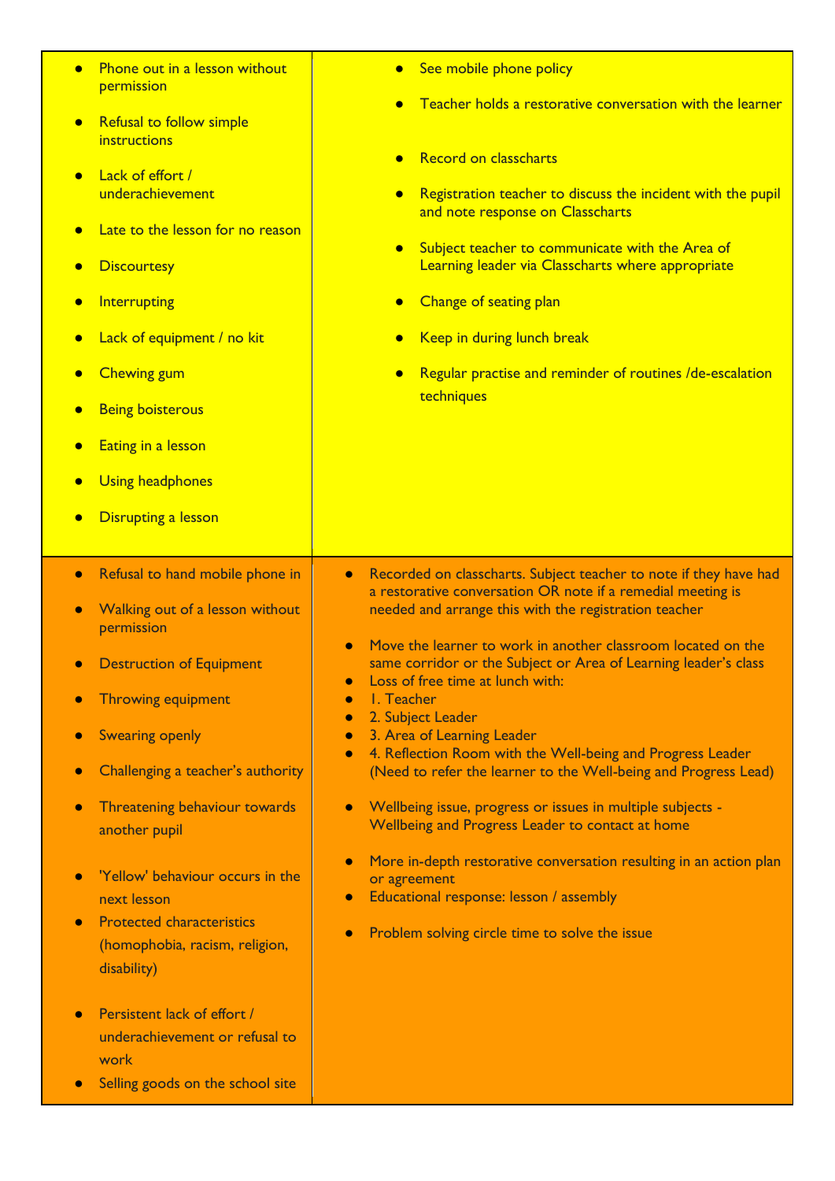| Behaviour | Response |
| --- | --- |
| <ul><li>Phone out in a lesson without permission</li><li>Refusal to follow simple instructions</li><li>Lack of effort / underachievement</li><li>Late to the lesson for no reason</li><li>Discourtesy</li><li>Interrupting</li><li>Lack of equipment / no kit</li><li>Chewing gum</li><li>Being boisterous</li><li>Eating in a lesson</li><li>Using headphones</li><li>Disrupting a lesson</li></ul> | <ul><li>See mobile phone policy</li><li>Teacher holds a restorative conversation with the learner</li><li>Record on classcharts</li><li>Registration teacher to discuss the incident with the pupil and note response on Classcharts</li><li>Subject teacher to communicate with the Area of Learning leader via Classcharts where appropriate</li><li>Change of seating plan</li><li>Keep in during lunch break</li><li>Regular practise and reminder of routines /de-escalation techniques</li></ul> |
| <ul><li>Refusal to hand mobile phone in</li><li>Walking out of a lesson without permission</li><li>Destruction of Equipment</li><li>Throwing equipment</li><li>Swearing openly</li><li>Challenging a teacher's authority</li><li>Threatening behaviour towards another pupil</li><li>'Yellow' behaviour occurs in the next lesson</li><li>Protected characteristics (homophobia, racism, religion, disability)</li><li>Persistent lack of effort / underachievement or refusal to work</li><li>Selling goods on the school site</li></ul> | <ul><li>Recorded on classcharts. Subject teacher to note if they have had a restorative conversation OR note if a remedial meeting is needed and arrange this with the registration teacher</li><li>Move the learner to work in another classroom located on the same corridor or the Subject or Area of Learning leader's class</li><li>Loss of free time at lunch with:</li><li>1. Teacher</li><li>2. Subject Leader</li><li>3. Area of Learning Leader</li><li>4. Reflection Room with the Well-being and Progress Leader (Need to refer the learner to the Well-being and Progress Lead)</li><li>Wellbeing issue, progress or issues in multiple subjects - Wellbeing and Progress Leader to contact at home</li><li>More in-depth restorative conversation resulting in an action plan or agreement</li><li>Educational response: lesson / assembly</li><li>Problem solving circle time to solve the issue</li></ul> |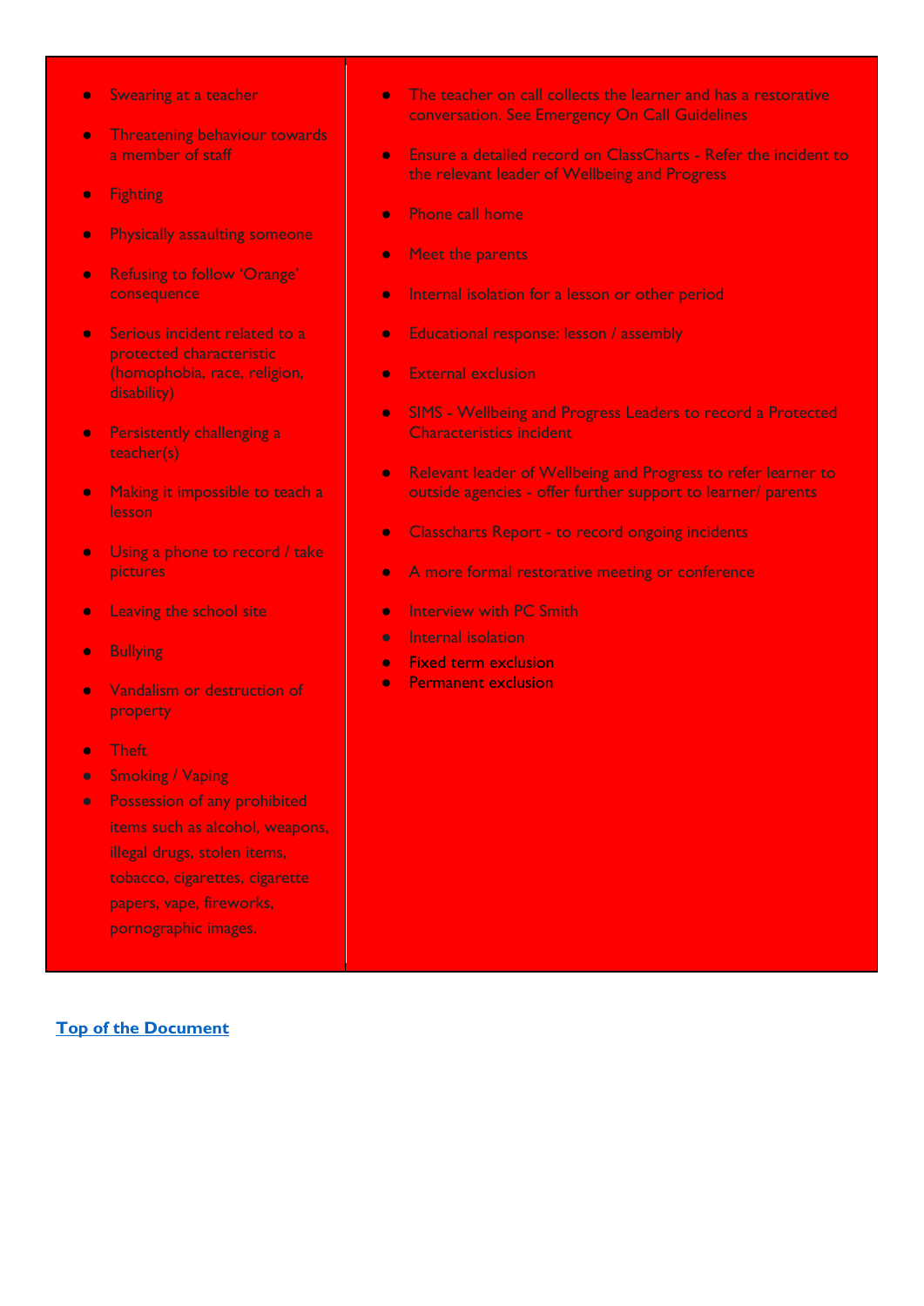| | |
|---|---|
| • Swearing at a teacher<br>• Threatening behaviour towards a member of staff<br>• Fighting<br>• Physically assaulting someone<br>• Refusing to follow 'Orange' consequence<br>• Serious incident related to a protected characteristic (homophobia, race, religion, disability)<br>• Persistently challenging a teacher(s)<br>• Making it impossible to teach a lesson<br>• Using a phone to record / take pictures<br>• Leaving the school site<br>• Bullying<br>• Vandalism or destruction of property<br>• Theft<br>• Smoking / Vaping<br>• Possession of any prohibited items such as alcohol, weapons, illegal drugs, stolen items, tobacco, cigarettes, cigarette papers, vape, fireworks, pornographic images. | • The teacher on call collects the learner and has a restorative conversation. See Emergency On Call Guidelines<br>• Ensure a detailed record on ClassCharts - Refer the incident to the relevant leader of Wellbeing and Progress<br>• Phone call home<br>• Meet the parents<br>• Internal isolation for a lesson or other period<br>• Educational response: lesson / assembly<br>• External exclusion<br>• SIMS - Wellbeing and Progress Leaders to record a Protected Characteristics incident<br>• Relevant leader of Wellbeing and Progress to refer learner to outside agencies - offer further support to learner/ parents<br>• Classcharts Report - to record ongoing incidents<br>• A more formal restorative meeting or conference<br>• Interview with PC Smith<br>• Internal isolation<br>• Fixed term exclusion<br>• Permanent exclusion |

[Top of the Document]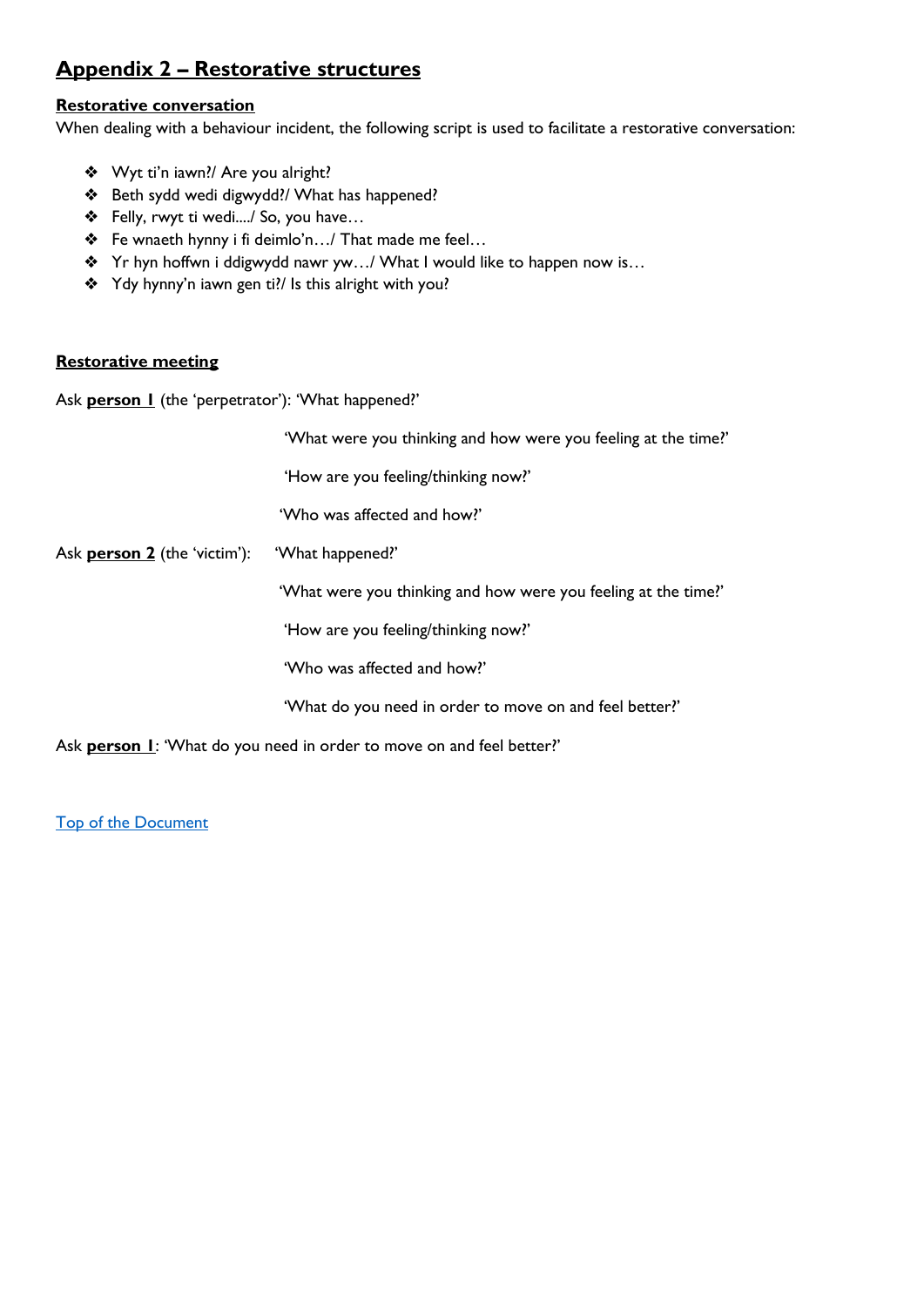## Appendix 2 – Restorative structures

**Restorative conversation**

When dealing with a behaviour incident, the following script is used to facilitate a restorative conversation:

- Wyt ti'n iawn?/ Are you alright?
- Beth sydd wedi digwydd?/ What has happened?
- Felly, rwyt ti wedi..../ So, you have…
- Fe wnaeth hynny i fi deimlo'n…/ That made me feel…
- Yr hyn hoffwn i ddigwydd nawr yw…/ What I would like to happen now is…
- Ydy hynny'n iawn gen ti?/ Is this alright with you?

**Restorative meeting**

Ask **person 1** (the 'perpetrator'): 'What happened?'

'What were you thinking and how were you feeling at the time?'

'How are you feeling/thinking now?'

'Who was affected and how?'

Ask **person 2** (the 'victim'): 'What happened?'

'What were you thinking and how were you feeling at the time?'

'How are you feeling/thinking now?'

'Who was affected and how?'

'What do you need in order to move on and feel better?'

Ask **person 1**: 'What do you need in order to move on and feel better?'

Top of the Document